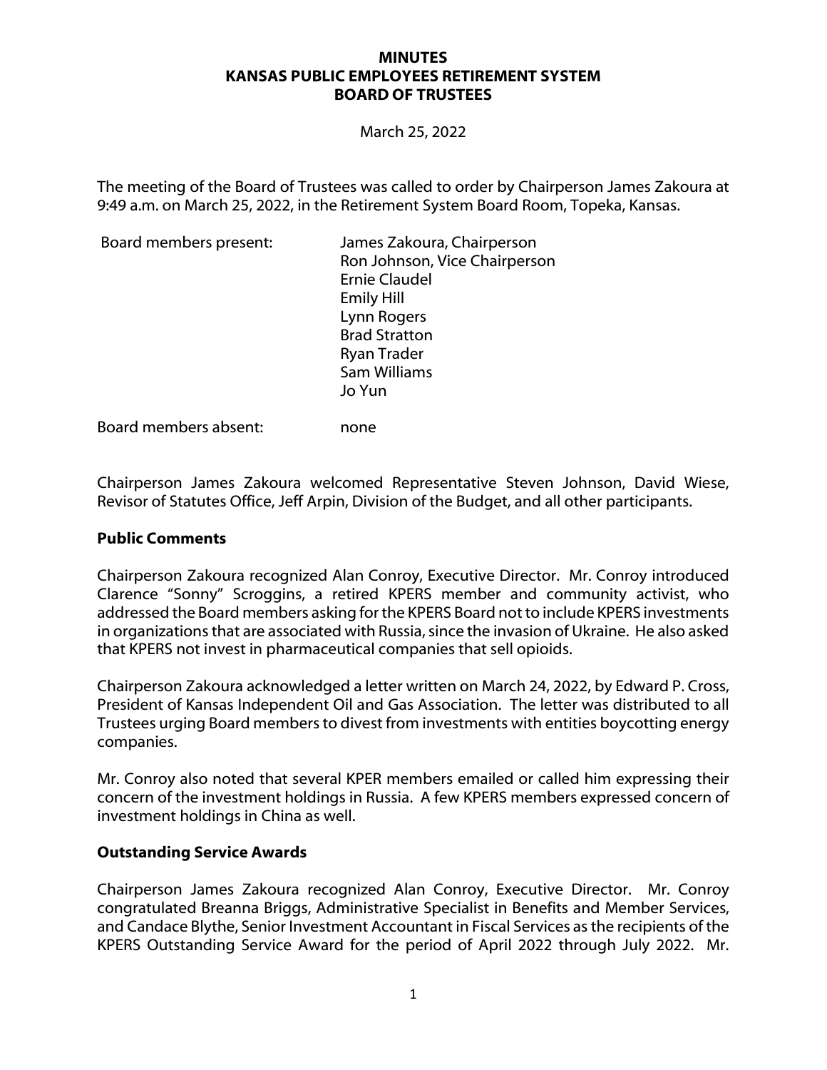**MINUTES**
**KANSAS PUBLIC EMPLOYEES RETIREMENT SYSTEM**
**BOARD OF TRUSTEES**

March 25, 2022

The meeting of the Board of Trustees was called to order by Chairperson James Zakoura at 9:49 a.m. on March 25, 2022, in the Retirement System Board Room, Topeka, Kansas.

| | |
|---|---|
| Board members present: | James Zakoura, Chairperson<br>Ron Johnson, Vice Chairperson<br>Ernie Claudel<br>Emily Hill<br>Lynn Rogers<br>Brad Stratton<br>Ryan Trader<br>Sam Williams<br>Jo Yun |
| Board members absent: | none |

Chairperson James Zakoura welcomed Representative Steven Johnson, David Wiese, Revisor of Statutes Office, Jeff Arpin, Division of the Budget, and all other participants.

**Public Comments**

Chairperson Zakoura recognized Alan Conroy, Executive Director. Mr. Conroy introduced Clarence "Sonny" Scroggins, a retired KPERS member and community activist, who addressed the Board members asking for the KPERS Board not to include KPERS investments in organizations that are associated with Russia, since the invasion of Ukraine. He also asked that KPERS not invest in pharmaceutical companies that sell opioids.

Chairperson Zakoura acknowledged a letter written on March 24, 2022, by Edward P. Cross, President of Kansas Independent Oil and Gas Association. The letter was distributed to all Trustees urging Board members to divest from investments with entities boycotting energy companies.

Mr. Conroy also noted that several KPER members emailed or called him expressing their concern of the investment holdings in Russia. A few KPERS members expressed concern of investment holdings in China as well.

**Outstanding Service Awards**

Chairperson James Zakoura recognized Alan Conroy, Executive Director. Mr. Conroy congratulated Breanna Briggs, Administrative Specialist in Benefits and Member Services, and Candace Blythe, Senior Investment Accountant in Fiscal Services as the recipients of the KPERS Outstanding Service Award for the period of April 2022 through July 2022. Mr.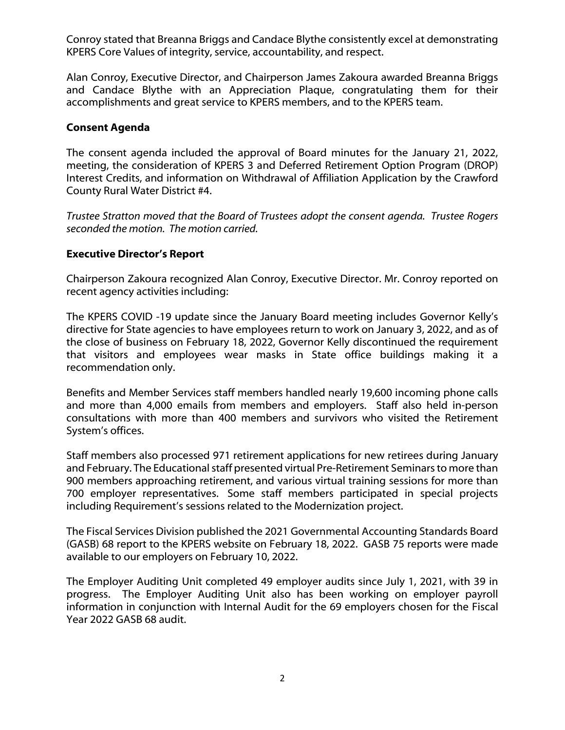Conroy stated that Breanna Briggs and Candace Blythe consistently excel at demonstrating KPERS Core Values of integrity, service, accountability, and respect.

Alan Conroy, Executive Director, and Chairperson James Zakoura awarded Breanna Briggs and Candace Blythe with an Appreciation Plaque, congratulating them for their accomplishments and great service to KPERS members, and to the KPERS team.

**Consent Agenda**

The consent agenda included the approval of Board minutes for the January 21, 2022, meeting, the consideration of KPERS 3 and Deferred Retirement Option Program (DROP) Interest Credits, and information on Withdrawal of Affiliation Application by the Crawford County Rural Water District #4.

*Trustee Stratton moved that the Board of Trustees adopt the consent agenda. Trustee Rogers seconded the motion. The motion carried.*

**Executive Director's Report**

Chairperson Zakoura recognized Alan Conroy, Executive Director. Mr. Conroy reported on recent agency activities including:

The KPERS COVID -19 update since the January Board meeting includes Governor Kelly's directive for State agencies to have employees return to work on January 3, 2022, and as of the close of business on February 18, 2022, Governor Kelly discontinued the requirement that visitors and employees wear masks in State office buildings making it a recommendation only.

Benefits and Member Services staff members handled nearly 19,600 incoming phone calls and more than 4,000 emails from members and employers. Staff also held in-person consultations with more than 400 members and survivors who visited the Retirement System's offices.

Staff members also processed 971 retirement applications for new retirees during January and February. The Educational staff presented virtual Pre-Retirement Seminars to more than 900 members approaching retirement, and various virtual training sessions for more than 700 employer representatives. Some staff members participated in special projects including Requirement's sessions related to the Modernization project.

The Fiscal Services Division published the 2021 Governmental Accounting Standards Board (GASB) 68 report to the KPERS website on February 18, 2022. GASB 75 reports were made available to our employers on February 10, 2022.

The Employer Auditing Unit completed 49 employer audits since July 1, 2021, with 39 in progress. The Employer Auditing Unit also has been working on employer payroll information in conjunction with Internal Audit for the 69 employers chosen for the Fiscal Year 2022 GASB 68 audit.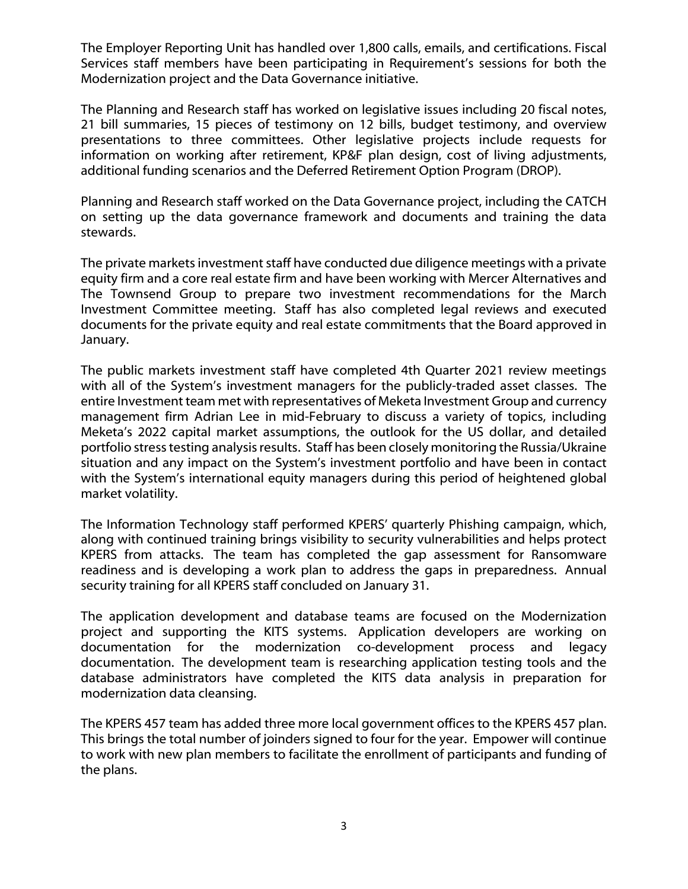The Employer Reporting Unit has handled over 1,800 calls, emails, and certifications. Fiscal Services staff members have been participating in Requirement's sessions for both the Modernization project and the Data Governance initiative.

The Planning and Research staff has worked on legislative issues including 20 fiscal notes, 21 bill summaries, 15 pieces of testimony on 12 bills, budget testimony, and overview presentations to three committees. Other legislative projects include requests for information on working after retirement, KP&F plan design, cost of living adjustments, additional funding scenarios and the Deferred Retirement Option Program (DROP).

Planning and Research staff worked on the Data Governance project, including the CATCH on setting up the data governance framework and documents and training the data stewards.

The private markets investment staff have conducted due diligence meetings with a private equity firm and a core real estate firm and have been working with Mercer Alternatives and The Townsend Group to prepare two investment recommendations for the March Investment Committee meeting. Staff has also completed legal reviews and executed documents for the private equity and real estate commitments that the Board approved in January.

The public markets investment staff have completed 4th Quarter 2021 review meetings with all of the System's investment managers for the publicly-traded asset classes. The entire Investment team met with representatives of Meketa Investment Group and currency management firm Adrian Lee in mid-February to discuss a variety of topics, including Meketa's 2022 capital market assumptions, the outlook for the US dollar, and detailed portfolio stress testing analysis results. Staff has been closely monitoring the Russia/Ukraine situation and any impact on the System's investment portfolio and have been in contact with the System's international equity managers during this period of heightened global market volatility.

The Information Technology staff performed KPERS' quarterly Phishing campaign, which, along with continued training brings visibility to security vulnerabilities and helps protect KPERS from attacks. The team has completed the gap assessment for Ransomware readiness and is developing a work plan to address the gaps in preparedness. Annual security training for all KPERS staff concluded on January 31.

The application development and database teams are focused on the Modernization project and supporting the KITS systems. Application developers are working on documentation for the modernization co-development process and legacy documentation. The development team is researching application testing tools and the database administrators have completed the KITS data analysis in preparation for modernization data cleansing.

The KPERS 457 team has added three more local government offices to the KPERS 457 plan. This brings the total number of joinders signed to four for the year. Empower will continue to work with new plan members to facilitate the enrollment of participants and funding of the plans.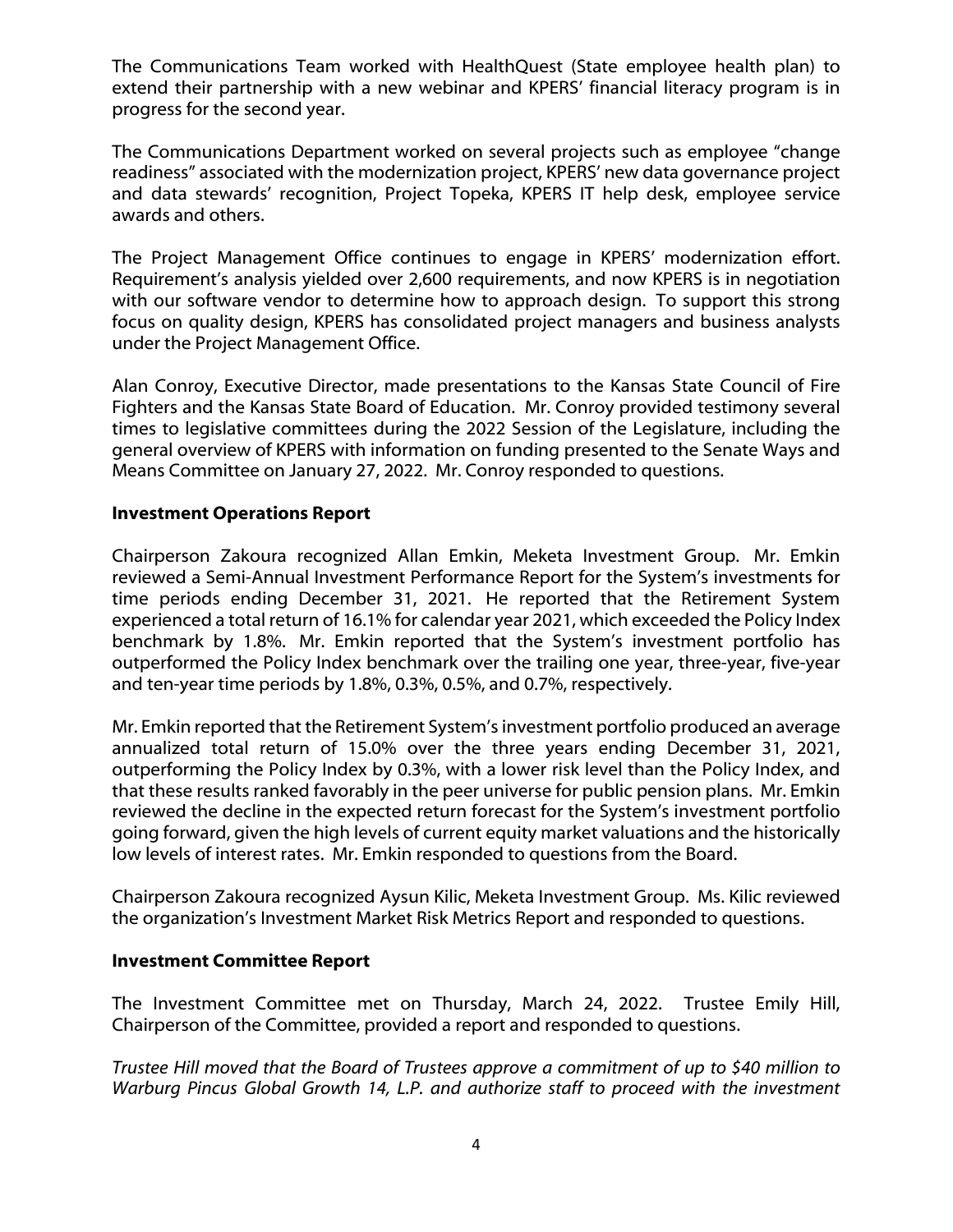The Communications Team worked with HealthQuest (State employee health plan) to extend their partnership with a new webinar and KPERS' financial literacy program is in progress for the second year.

The Communications Department worked on several projects such as employee "change readiness" associated with the modernization project, KPERS' new data governance project and data stewards' recognition, Project Topeka, KPERS IT help desk, employee service awards and others.

The Project Management Office continues to engage in KPERS' modernization effort. Requirement's analysis yielded over 2,600 requirements, and now KPERS is in negotiation with our software vendor to determine how to approach design. To support this strong focus on quality design, KPERS has consolidated project managers and business analysts under the Project Management Office.

Alan Conroy, Executive Director, made presentations to the Kansas State Council of Fire Fighters and the Kansas State Board of Education. Mr. Conroy provided testimony several times to legislative committees during the 2022 Session of the Legislature, including the general overview of KPERS with information on funding presented to the Senate Ways and Means Committee on January 27, 2022. Mr. Conroy responded to questions.

**Investment Operations Report**

Chairperson Zakoura recognized Allan Emkin, Meketa Investment Group. Mr. Emkin reviewed a Semi-Annual Investment Performance Report for the System's investments for time periods ending December 31, 2021. He reported that the Retirement System experienced a total return of 16.1% for calendar year 2021, which exceeded the Policy Index benchmark by 1.8%. Mr. Emkin reported that the System's investment portfolio has outperformed the Policy Index benchmark over the trailing one year, three-year, five-year and ten-year time periods by 1.8%, 0.3%, 0.5%, and 0.7%, respectively.

Mr. Emkin reported that the Retirement System's investment portfolio produced an average annualized total return of 15.0% over the three years ending December 31, 2021, outperforming the Policy Index by 0.3%, with a lower risk level than the Policy Index, and that these results ranked favorably in the peer universe for public pension plans. Mr. Emkin reviewed the decline in the expected return forecast for the System's investment portfolio going forward, given the high levels of current equity market valuations and the historically low levels of interest rates. Mr. Emkin responded to questions from the Board.

Chairperson Zakoura recognized Aysun Kilic, Meketa Investment Group. Ms. Kilic reviewed the organization's Investment Market Risk Metrics Report and responded to questions.

**Investment Committee Report**

The Investment Committee met on Thursday, March 24, 2022. Trustee Emily Hill, Chairperson of the Committee, provided a report and responded to questions.

*Trustee Hill moved that the Board of Trustees approve a commitment of up to $40 million to Warburg Pincus Global Growth 14, L.P. and authorize staff to proceed with the investment*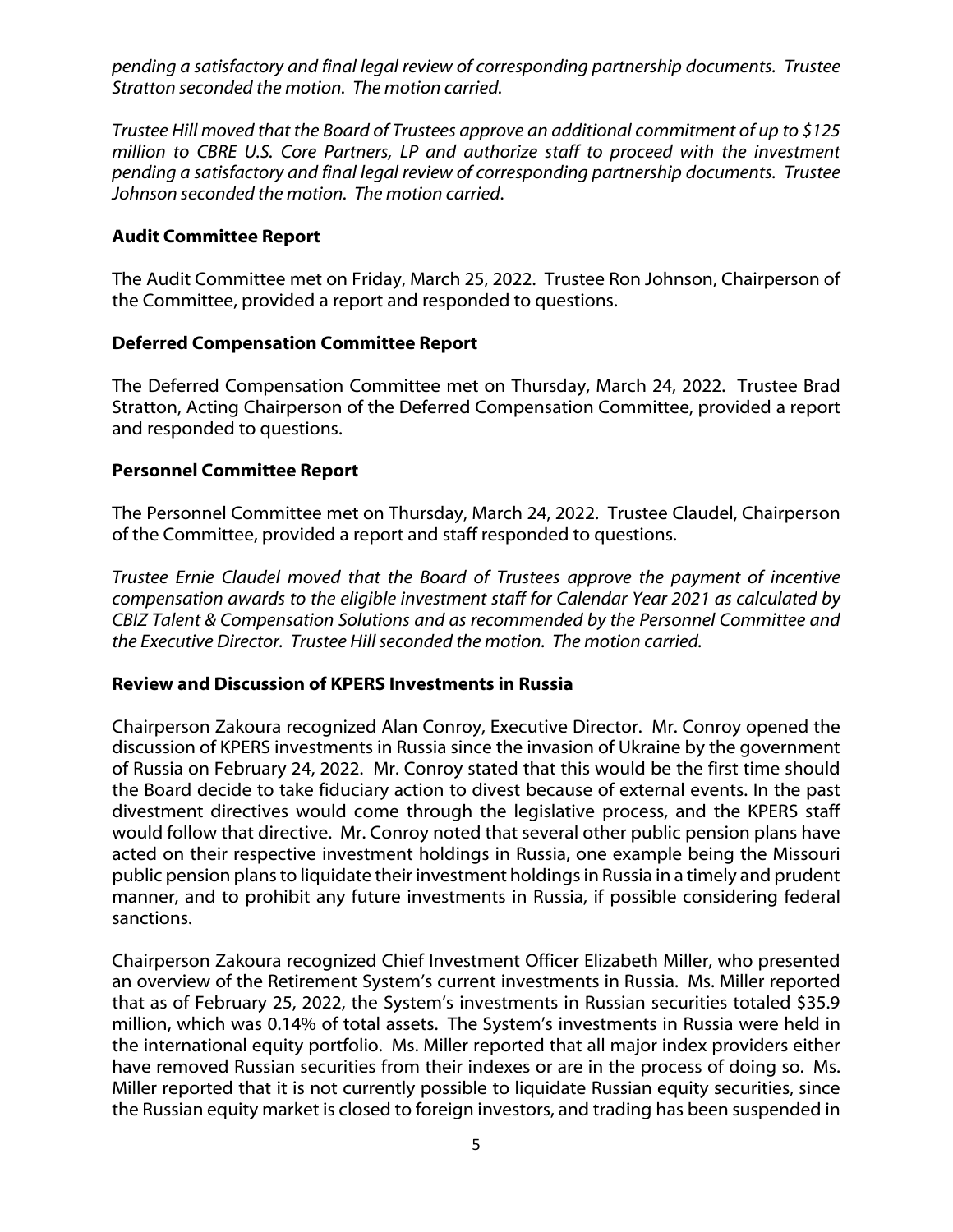*pending a satisfactory and final legal review of corresponding partnership documents. Trustee Stratton seconded the motion. The motion carried.*

*Trustee Hill moved that the Board of Trustees approve an additional commitment of up to $125 million to CBRE U.S. Core Partners, LP and authorize staff to proceed with the investment pending a satisfactory and final legal review of corresponding partnership documents. Trustee Johnson seconded the motion. The motion carried.*

**Audit Committee Report**

The Audit Committee met on Friday, March 25, 2022. Trustee Ron Johnson, Chairperson of the Committee, provided a report and responded to questions.

**Deferred Compensation Committee Report**

The Deferred Compensation Committee met on Thursday, March 24, 2022. Trustee Brad Stratton, Acting Chairperson of the Deferred Compensation Committee, provided a report and responded to questions.

**Personnel Committee Report**

The Personnel Committee met on Thursday, March 24, 2022. Trustee Claudel, Chairperson of the Committee, provided a report and staff responded to questions.

*Trustee Ernie Claudel moved that the Board of Trustees approve the payment of incentive compensation awards to the eligible investment staff for Calendar Year 2021 as calculated by CBIZ Talent & Compensation Solutions and as recommended by the Personnel Committee and the Executive Director. Trustee Hill seconded the motion. The motion carried.*

**Review and Discussion of KPERS Investments in Russia**

Chairperson Zakoura recognized Alan Conroy, Executive Director. Mr. Conroy opened the discussion of KPERS investments in Russia since the invasion of Ukraine by the government of Russia on February 24, 2022. Mr. Conroy stated that this would be the first time should the Board decide to take fiduciary action to divest because of external events. In the past divestment directives would come through the legislative process, and the KPERS staff would follow that directive. Mr. Conroy noted that several other public pension plans have acted on their respective investment holdings in Russia, one example being the Missouri public pension plans to liquidate their investment holdings in Russia in a timely and prudent manner, and to prohibit any future investments in Russia, if possible considering federal sanctions.

Chairperson Zakoura recognized Chief Investment Officer Elizabeth Miller, who presented an overview of the Retirement System's current investments in Russia. Ms. Miller reported that as of February 25, 2022, the System's investments in Russian securities totaled $35.9 million, which was 0.14% of total assets. The System's investments in Russia were held in the international equity portfolio. Ms. Miller reported that all major index providers either have removed Russian securities from their indexes or are in the process of doing so. Ms. Miller reported that it is not currently possible to liquidate Russian equity securities, since the Russian equity market is closed to foreign investors, and trading has been suspended in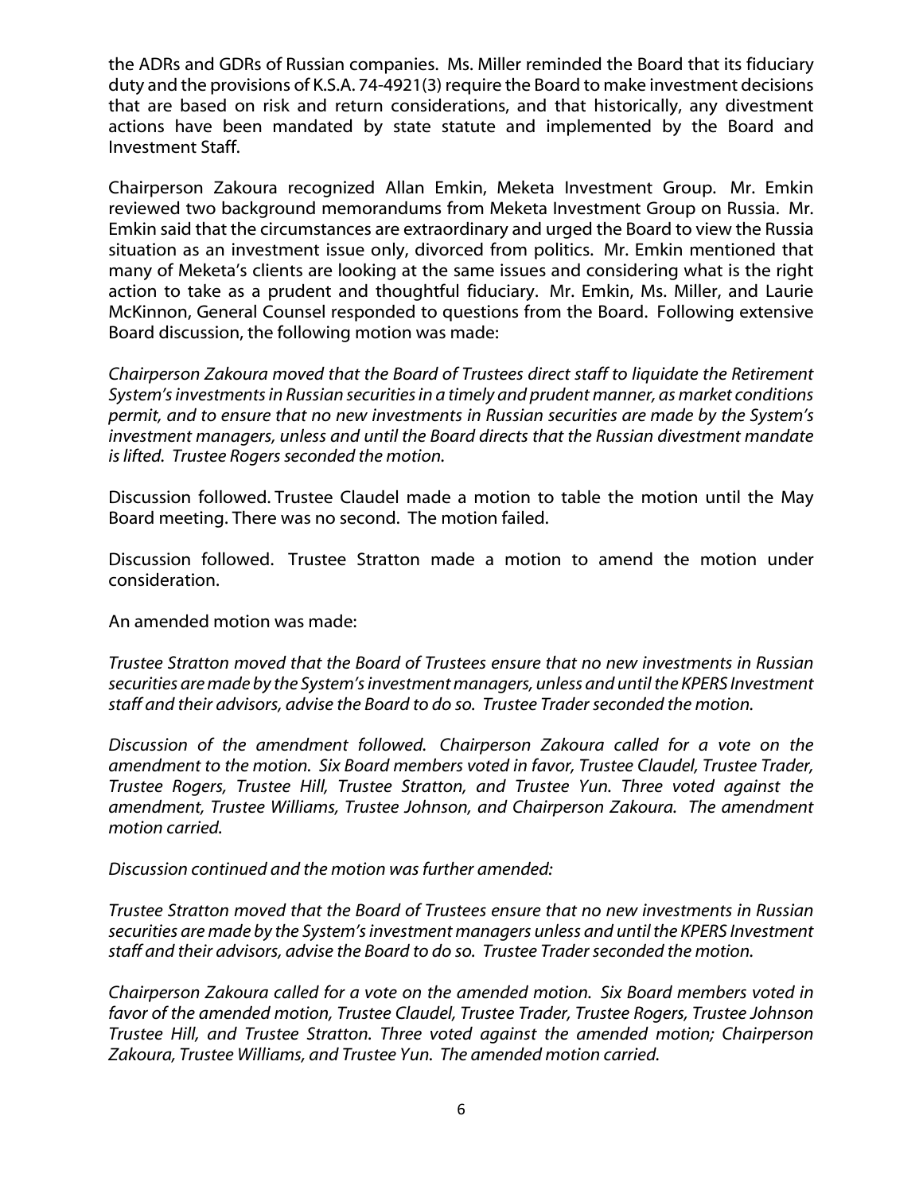the ADRs and GDRs of Russian companies. Ms. Miller reminded the Board that its fiduciary duty and the provisions of K.S.A. 74-4921(3) require the Board to make investment decisions that are based on risk and return considerations, and that historically, any divestment actions have been mandated by state statute and implemented by the Board and Investment Staff.

Chairperson Zakoura recognized Allan Emkin, Meketa Investment Group. Mr. Emkin reviewed two background memorandums from Meketa Investment Group on Russia. Mr. Emkin said that the circumstances are extraordinary and urged the Board to view the Russia situation as an investment issue only, divorced from politics. Mr. Emkin mentioned that many of Meketa's clients are looking at the same issues and considering what is the right action to take as a prudent and thoughtful fiduciary. Mr. Emkin, Ms. Miller, and Laurie McKinnon, General Counsel responded to questions from the Board. Following extensive Board discussion, the following motion was made:

*Chairperson Zakoura moved that the Board of Trustees direct staff to liquidate the Retirement System's investments in Russian securities in a timely and prudent manner, as market conditions permit, and to ensure that no new investments in Russian securities are made by the System's investment managers, unless and until the Board directs that the Russian divestment mandate is lifted. Trustee Rogers seconded the motion.*

Discussion followed. Trustee Claudel made a motion to table the motion until the May Board meeting. There was no second. The motion failed.

Discussion followed. Trustee Stratton made a motion to amend the motion under consideration.

An amended motion was made:

*Trustee Stratton moved that the Board of Trustees ensure that no new investments in Russian securities are made by the System's investment managers, unless and until the KPERS Investment staff and their advisors, advise the Board to do so. Trustee Trader seconded the motion.*

*Discussion of the amendment followed. Chairperson Zakoura called for a vote on the amendment to the motion. Six Board members voted in favor, Trustee Claudel, Trustee Trader, Trustee Rogers, Trustee Hill, Trustee Stratton, and Trustee Yun. Three voted against the amendment, Trustee Williams, Trustee Johnson, and Chairperson Zakoura. The amendment motion carried.*

*Discussion continued and the motion was further amended:*

*Trustee Stratton moved that the Board of Trustees ensure that no new investments in Russian securities are made by the System's investment managers unless and until the KPERS Investment staff and their advisors, advise the Board to do so. Trustee Trader seconded the motion.*

*Chairperson Zakoura called for a vote on the amended motion. Six Board members voted in favor of the amended motion, Trustee Claudel, Trustee Trader, Trustee Rogers, Trustee Johnson Trustee Hill, and Trustee Stratton. Three voted against the amended motion; Chairperson Zakoura, Trustee Williams, and Trustee Yun. The amended motion carried.*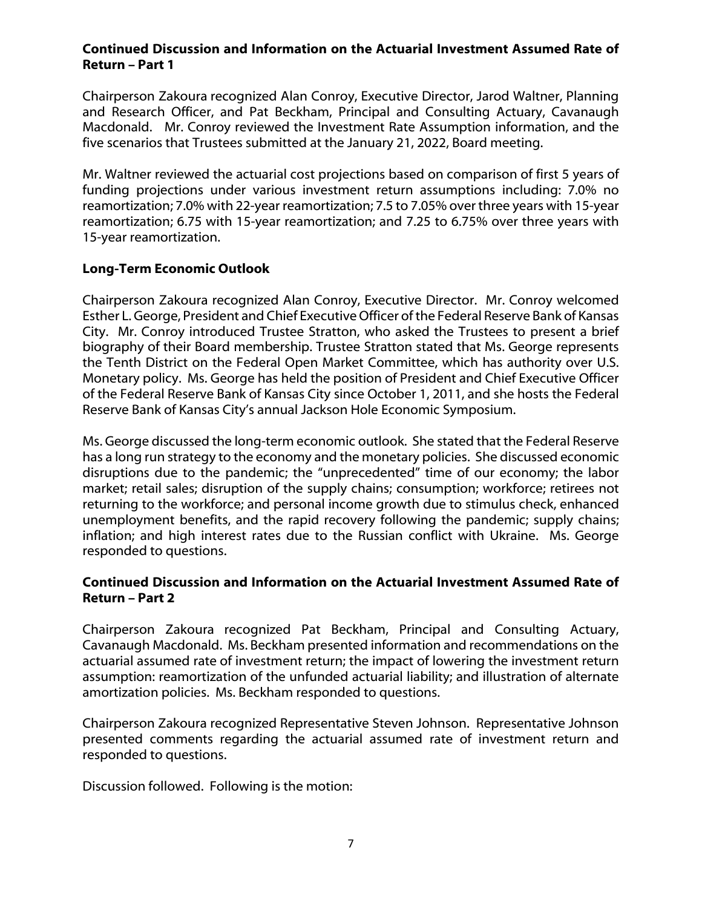**Continued Discussion and Information on the Actuarial Investment Assumed Rate of Return – Part 1**

Chairperson Zakoura recognized Alan Conroy, Executive Director, Jarod Waltner, Planning and Research Officer, and Pat Beckham, Principal and Consulting Actuary, Cavanaugh Macdonald. Mr. Conroy reviewed the Investment Rate Assumption information, and the five scenarios that Trustees submitted at the January 21, 2022, Board meeting.

Mr. Waltner reviewed the actuarial cost projections based on comparison of first 5 years of funding projections under various investment return assumptions including: 7.0% no reamortization; 7.0% with 22-year reamortization; 7.5 to 7.05% over three years with 15-year reamortization; 6.75 with 15-year reamortization; and 7.25 to 6.75% over three years with 15-year reamortization.

**Long-Term Economic Outlook**

Chairperson Zakoura recognized Alan Conroy, Executive Director. Mr. Conroy welcomed Esther L. George, President and Chief Executive Officer of the Federal Reserve Bank of Kansas City. Mr. Conroy introduced Trustee Stratton, who asked the Trustees to present a brief biography of their Board membership. Trustee Stratton stated that Ms. George represents the Tenth District on the Federal Open Market Committee, which has authority over U.S. Monetary policy. Ms. George has held the position of President and Chief Executive Officer of the Federal Reserve Bank of Kansas City since October 1, 2011, and she hosts the Federal Reserve Bank of Kansas City's annual Jackson Hole Economic Symposium.

Ms. George discussed the long-term economic outlook. She stated that the Federal Reserve has a long run strategy to the economy and the monetary policies. She discussed economic disruptions due to the pandemic; the "unprecedented" time of our economy; the labor market; retail sales; disruption of the supply chains; consumption; workforce; retirees not returning to the workforce; and personal income growth due to stimulus check, enhanced unemployment benefits, and the rapid recovery following the pandemic; supply chains; inflation; and high interest rates due to the Russian conflict with Ukraine. Ms. George responded to questions.

**Continued Discussion and Information on the Actuarial Investment Assumed Rate of Return – Part 2**

Chairperson Zakoura recognized Pat Beckham, Principal and Consulting Actuary, Cavanaugh Macdonald. Ms. Beckham presented information and recommendations on the actuarial assumed rate of investment return; the impact of lowering the investment return assumption: reamortization of the unfunded actuarial liability; and illustration of alternate amortization policies. Ms. Beckham responded to questions.

Chairperson Zakoura recognized Representative Steven Johnson. Representative Johnson presented comments regarding the actuarial assumed rate of investment return and responded to questions.

Discussion followed. Following is the motion: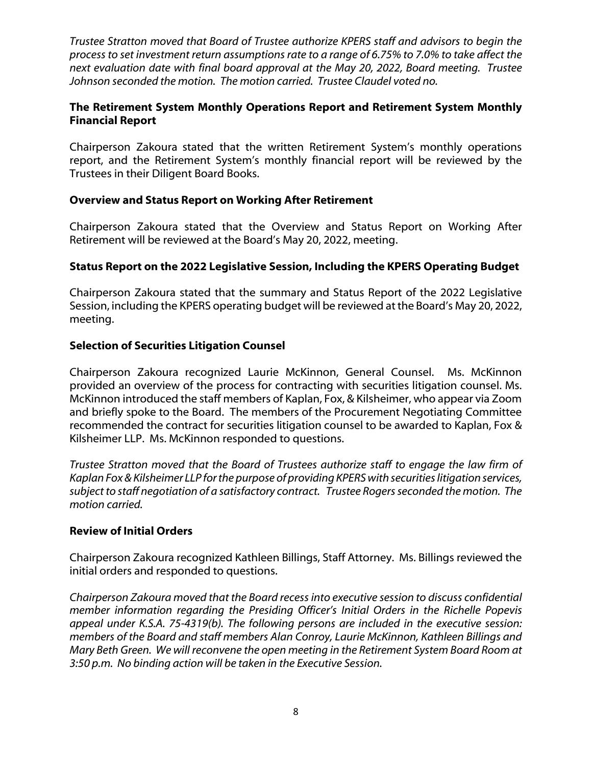*Trustee Stratton moved that Board of Trustee authorize KPERS staff and advisors to begin the process to set investment return assumptions rate to a range of 6.75% to 7.0% to take affect the next evaluation date with final board approval at the May 20, 2022, Board meeting. Trustee Johnson seconded the motion. The motion carried. Trustee Claudel voted no.*

**The Retirement System Monthly Operations Report and Retirement System Monthly Financial Report**

Chairperson Zakoura stated that the written Retirement System's monthly operations report, and the Retirement System's monthly financial report will be reviewed by the Trustees in their Diligent Board Books.

**Overview and Status Report on Working After Retirement**

Chairperson Zakoura stated that the Overview and Status Report on Working After Retirement will be reviewed at the Board's May 20, 2022, meeting.

**Status Report on the 2022 Legislative Session, Including the KPERS Operating Budget**

Chairperson Zakoura stated that the summary and Status Report of the 2022 Legislative Session, including the KPERS operating budget will be reviewed at the Board's May 20, 2022, meeting.

**Selection of Securities Litigation Counsel**

Chairperson Zakoura recognized Laurie McKinnon, General Counsel. Ms. McKinnon provided an overview of the process for contracting with securities litigation counsel. Ms. McKinnon introduced the staff members of Kaplan, Fox, & Kilsheimer, who appear via Zoom and briefly spoke to the Board. The members of the Procurement Negotiating Committee recommended the contract for securities litigation counsel to be awarded to Kaplan, Fox & Kilsheimer LLP. Ms. McKinnon responded to questions.

*Trustee Stratton moved that the Board of Trustees authorize staff to engage the law firm of Kaplan Fox & Kilsheimer LLP for the purpose of providing KPERS with securities litigation services, subject to staff negotiation of a satisfactory contract. Trustee Rogers seconded the motion. The motion carried.*

**Review of Initial Orders**

Chairperson Zakoura recognized Kathleen Billings, Staff Attorney. Ms. Billings reviewed the initial orders and responded to questions.

*Chairperson Zakoura moved that the Board recess into executive session to discuss confidential member information regarding the Presiding Officer's Initial Orders in the Richelle Popevis appeal under K.S.A. 75-4319(b). The following persons are included in the executive session: members of the Board and staff members Alan Conroy, Laurie McKinnon, Kathleen Billings and Mary Beth Green. We will reconvene the open meeting in the Retirement System Board Room at 3:50 p.m. No binding action will be taken in the Executive Session.*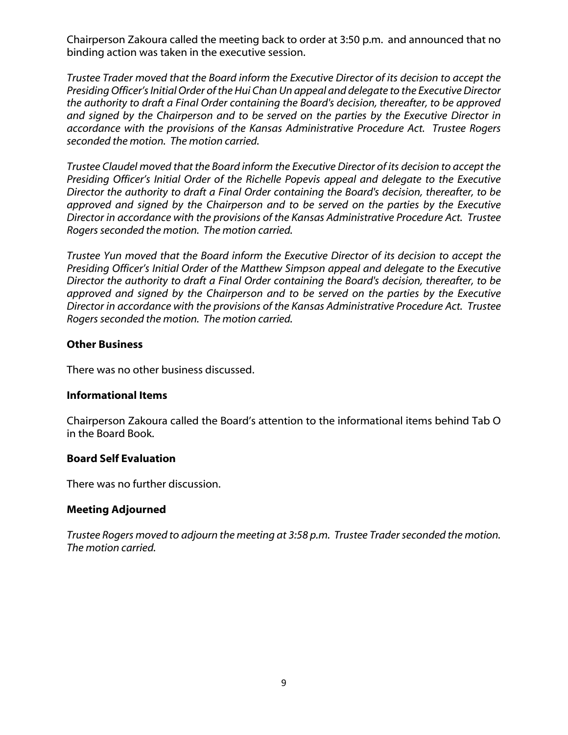Chairperson Zakoura called the meeting back to order at 3:50 p.m. and announced that no binding action was taken in the executive session.

*Trustee Trader moved that the Board inform the Executive Director of its decision to accept the Presiding Officer's Initial Order of the Hui Chan Un appeal and delegate to the Executive Director the authority to draft a Final Order containing the Board's decision, thereafter, to be approved and signed by the Chairperson and to be served on the parties by the Executive Director in accordance with the provisions of the Kansas Administrative Procedure Act. Trustee Rogers seconded the motion. The motion carried.*

*Trustee Claudel moved that the Board inform the Executive Director of its decision to accept the Presiding Officer's Initial Order of the Richelle Popevis appeal and delegate to the Executive Director the authority to draft a Final Order containing the Board's decision, thereafter, to be approved and signed by the Chairperson and to be served on the parties by the Executive Director in accordance with the provisions of the Kansas Administrative Procedure Act. Trustee Rogers seconded the motion. The motion carried.*

*Trustee Yun moved that the Board inform the Executive Director of its decision to accept the Presiding Officer's Initial Order of the Matthew Simpson appeal and delegate to the Executive Director the authority to draft a Final Order containing the Board's decision, thereafter, to be approved and signed by the Chairperson and to be served on the parties by the Executive Director in accordance with the provisions of the Kansas Administrative Procedure Act. Trustee Rogers seconded the motion. The motion carried.*

**Other Business**

There was no other business discussed.

**Informational Items**

Chairperson Zakoura called the Board's attention to the informational items behind Tab O in the Board Book.

**Board Self Evaluation**

There was no further discussion.

**Meeting Adjourned**

*Trustee Rogers moved to adjourn the meeting at 3:58 p.m. Trustee Trader seconded the motion. The motion carried.*